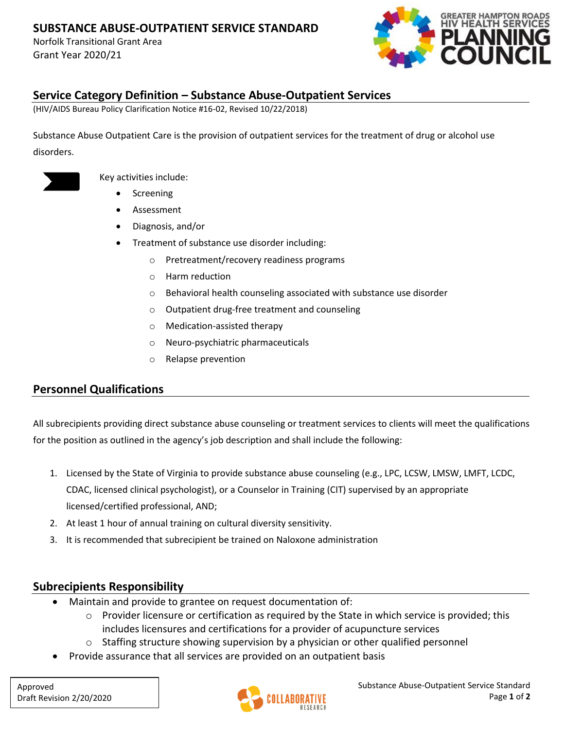# SUBSTANCE ABUSE-OUTPATIENT SERVICE STANDARD

Norfolk Transitional Grant Area
Grant Year 2020/21

## Service Category Definition – Substance Abuse-Outpatient Services

(HIV/AIDS Bureau Policy Clarification Notice #16-02, Revised 10/22/2018)

Substance Abuse Outpatient Care is the provision of outpatient services for the treatment of drug or alcohol use disorders.

Key activities include:

- Screening
- Assessment
- Diagnosis, and/or
- Treatment of substance use disorder including:
  - Pretreatment/recovery readiness programs
  - Harm reduction
  - Behavioral health counseling associated with substance use disorder
  - Outpatient drug-free treatment and counseling
  - Medication-assisted therapy
  - Neuro-psychiatric pharmaceuticals
  - Relapse prevention

## Personnel Qualifications

All subrecipients providing direct substance abuse counseling or treatment services to clients will meet the qualifications for the position as outlined in the agency's job description and shall include the following:

1. Licensed by the State of Virginia to provide substance abuse counseling (e.g., LPC, LCSW, LMSW, LMFT, LCDC, CDAC, licensed clinical psychologist), or a Counselor in Training (CIT) supervised by an appropriate licensed/certified professional, AND;
2. At least 1 hour of annual training on cultural diversity sensitivity.
3. It is recommended that subrecipient be trained on Naloxone administration

## Subrecipients Responsibility

- Maintain and provide to grantee on request documentation of:
  - Provider licensure or certification as required by the State in which service is provided; this includes licensures and certifications for a provider of acupuncture services
  - Staffing structure showing supervision by a physician or other qualified personnel
- Provide assurance that all services are provided on an outpatient basis

Approved
Draft Revision 2/20/2020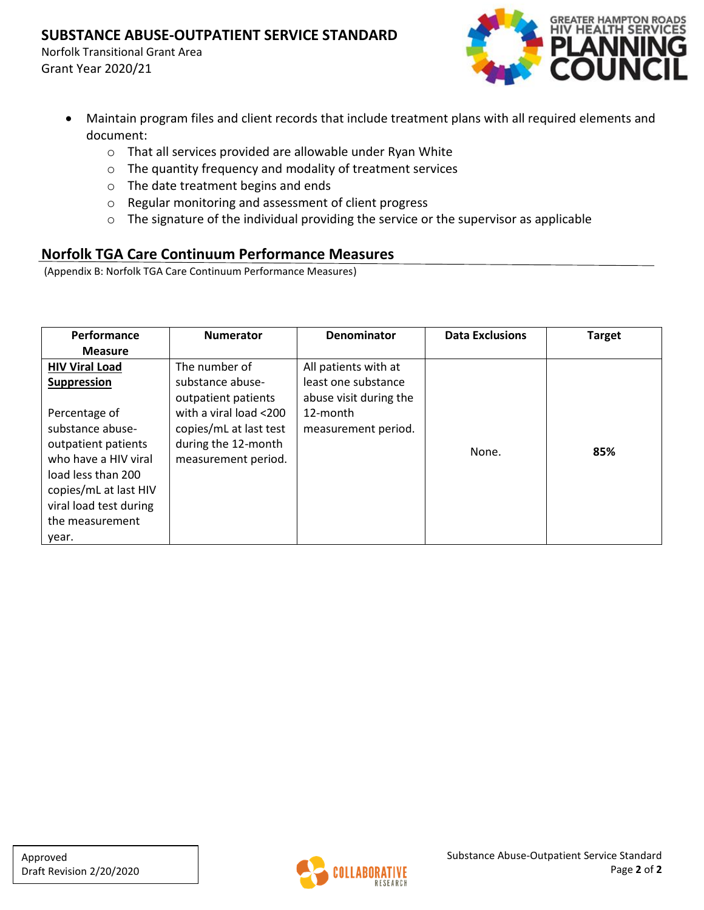- Maintain program files and client records that include treatment plans with all required elements and document:
  - That all services provided are allowable under Ryan White
  - The quantity frequency and modality of treatment services
  - The date treatment begins and ends
  - Regular monitoring and assessment of client progress
  - The signature of the individual providing the service or the supervisor as applicable

## Norfolk TGA Care Continuum Performance Measures

(Appendix B: Norfolk TGA Care Continuum Performance Measures)

| Performance Measure | Numerator | Denominator | Data Exclusions | Target |
|---|---|---|---|---|
| **HIV Viral Load Suppression**<br><br>Percentage of substance abuse-outpatient patients who have a HIV viral load less than 200 copies/mL at last HIV viral load test during the measurement year. | The number of substance abuse-outpatient patients with a viral load <200 copies/mL at last test during the 12-month measurement period. | All patients with at least one substance abuse visit during the 12-month measurement period. | None. | **85%** |

Approved
Draft Revision 2/20/2020